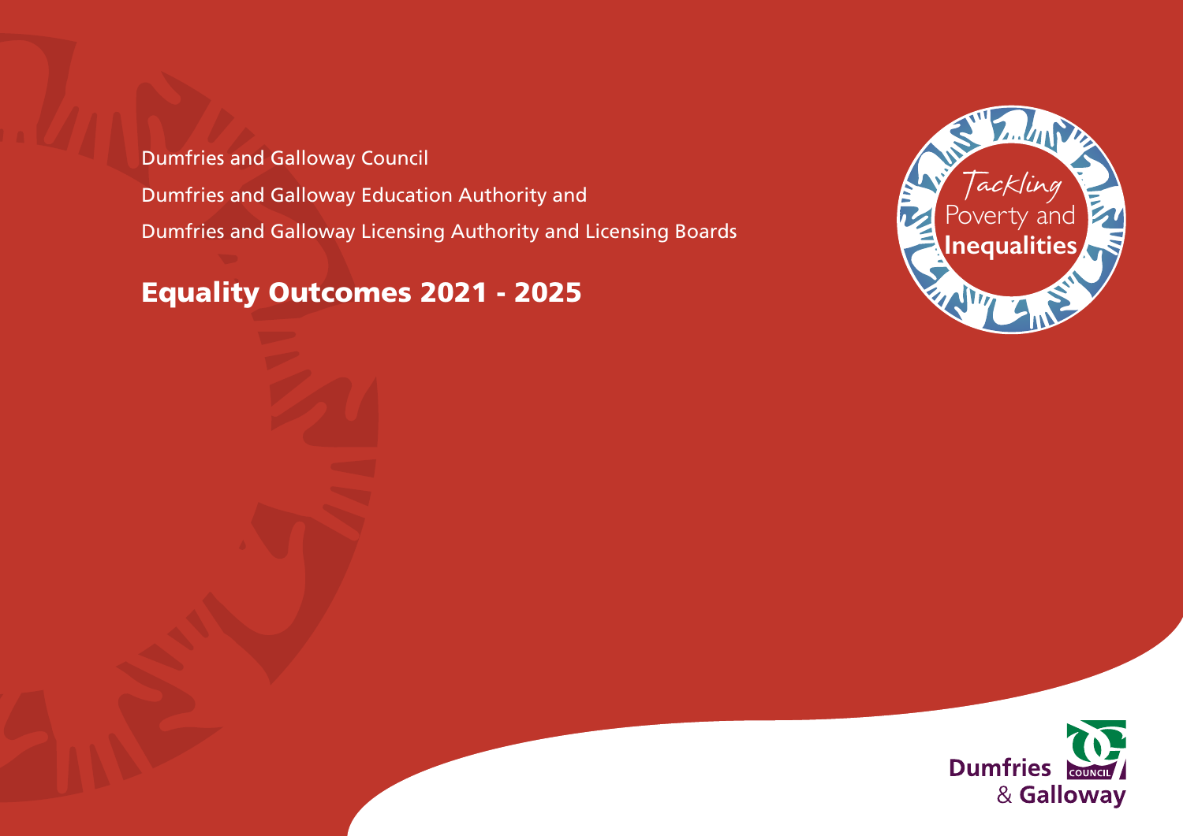Dumfries and Galloway Council

Dumfries and Galloway Education Authority and

Dumfries and Galloway Licensing Authority and Licensing Boards

# Equality Outcomes 2021 - 2025

Tackling Poverty and Inequalities

Dumfries & Galloway COUNCIL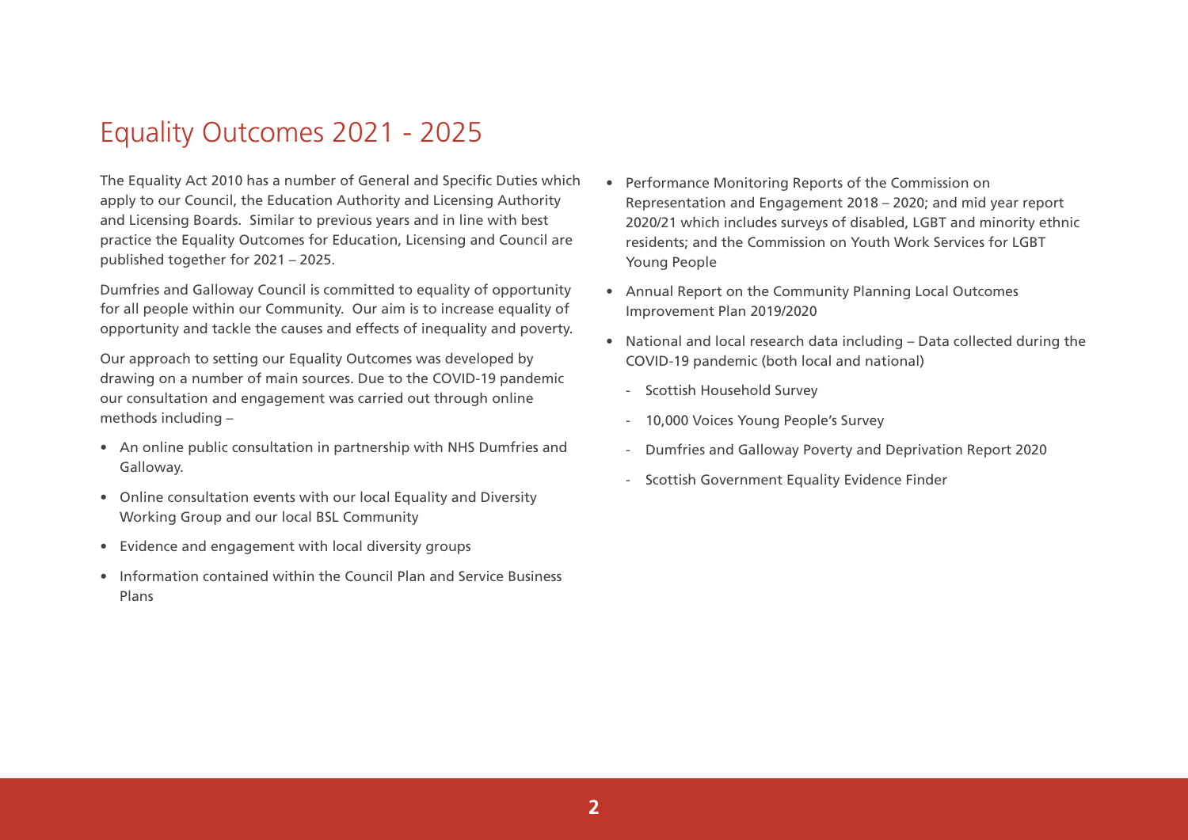# Equality Outcomes 2021 - 2025

The Equality Act 2010 has a number of General and Specific Duties which apply to our Council, the Education Authority and Licensing Authority and Licensing Boards. Similar to previous years and in line with best practice the Equality Outcomes for Education, Licensing and Council are published together for 2021 – 2025.

Dumfries and Galloway Council is committed to equality of opportunity for all people within our Community. Our aim is to increase equality of opportunity and tackle the causes and effects of inequality and poverty.

Our approach to setting our Equality Outcomes was developed by drawing on a number of main sources. Due to the COVID-19 pandemic our consultation and engagement was carried out through online methods including –

- An online public consultation in partnership with NHS Dumfries and Galloway.
- Online consultation events with our local Equality and Diversity Working Group and our local BSL Community
- Evidence and engagement with local diversity groups
- Information contained within the Council Plan and Service Business Plans
- Performance Monitoring Reports of the Commission on Representation and Engagement 2018 – 2020; and mid year report 2020/21 which includes surveys of disabled, LGBT and minority ethnic residents; and the Commission on Youth Work Services for LGBT Young People
- Annual Report on the Community Planning Local Outcomes Improvement Plan 2019/2020
- National and local research data including – Data collected during the COVID-19 pandemic (both local and national)
  - Scottish Household Survey
  - 10,000 Voices Young People's Survey
  - Dumfries and Galloway Poverty and Deprivation Report 2020
  - Scottish Government Equality Evidence Finder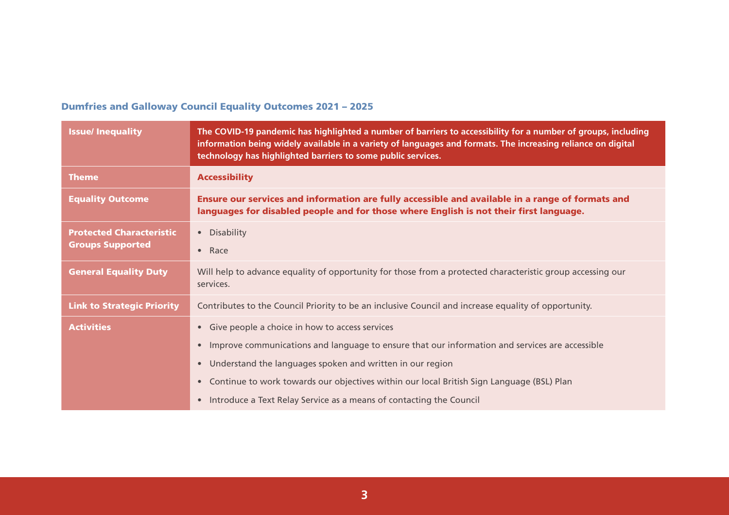### Dumfries and Galloway Council Equality Outcomes 2021 – 2025

| Issue/ Inequality | The COVID-19 pandemic has highlighted a number of barriers to accessibility for a number of groups, including information being widely available in a variety of languages and formats. The increasing reliance on digital technology has highlighted barriers to some public services. |
|---|---|
| **Theme** | **Accessibility** |
| **Equality Outcome** | **Ensure our services and information are fully accessible and available in a range of formats and languages for disabled people and for those where English is not their first language.** |
| **Protected Characteristic Groups Supported** | • Disability<br>• Race |
| **General Equality Duty** | Will help to advance equality of opportunity for those from a protected characteristic group accessing our services. |
| **Link to Strategic Priority** | Contributes to the Council Priority to be an inclusive Council and increase equality of opportunity. |
| **Activities** | • Give people a choice in how to access services<br>• Improve communications and language to ensure that our information and services are accessible<br>• Understand the languages spoken and written in our region<br>• Continue to work towards our objectives within our local British Sign Language (BSL) Plan<br>• Introduce a Text Relay Service as a means of contacting the Council |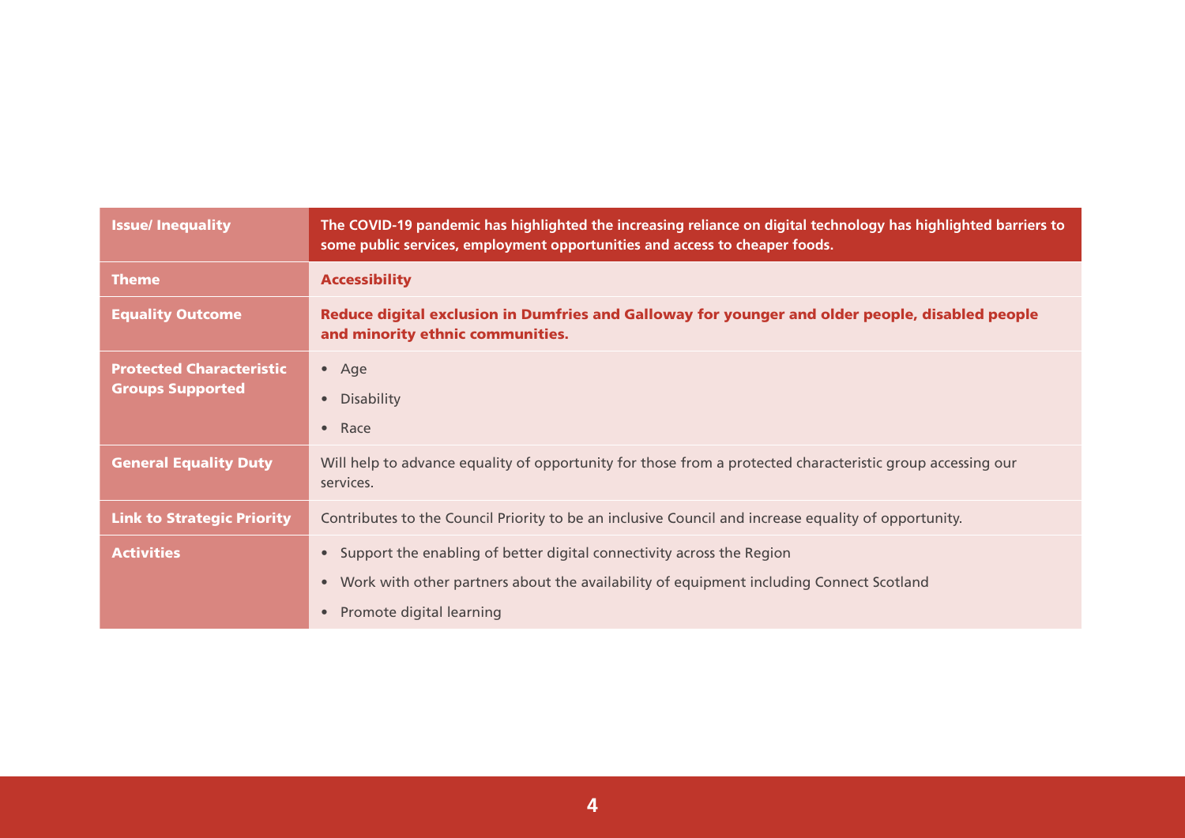| Issue/ Inequality | The COVID-19 pandemic has highlighted the increasing reliance on digital technology has highlighted barriers to some public services, employment opportunities and access to cheaper foods. |
| --- | --- |
| Theme | Accessibility |
| Equality Outcome | Reduce digital exclusion in Dumfries and Galloway for younger and older people, disabled people and minority ethnic communities. |
| Protected Characteristic Groups Supported | • Age<br>• Disability<br>• Race |
| General Equality Duty | Will help to advance equality of opportunity for those from a protected characteristic group accessing our services. |
| Link to Strategic Priority | Contributes to the Council Priority to be an inclusive Council and increase equality of opportunity. |
| Activities | • Support the enabling of better digital connectivity across the Region<br>• Work with other partners about the availability of equipment including Connect Scotland<br>• Promote digital learning |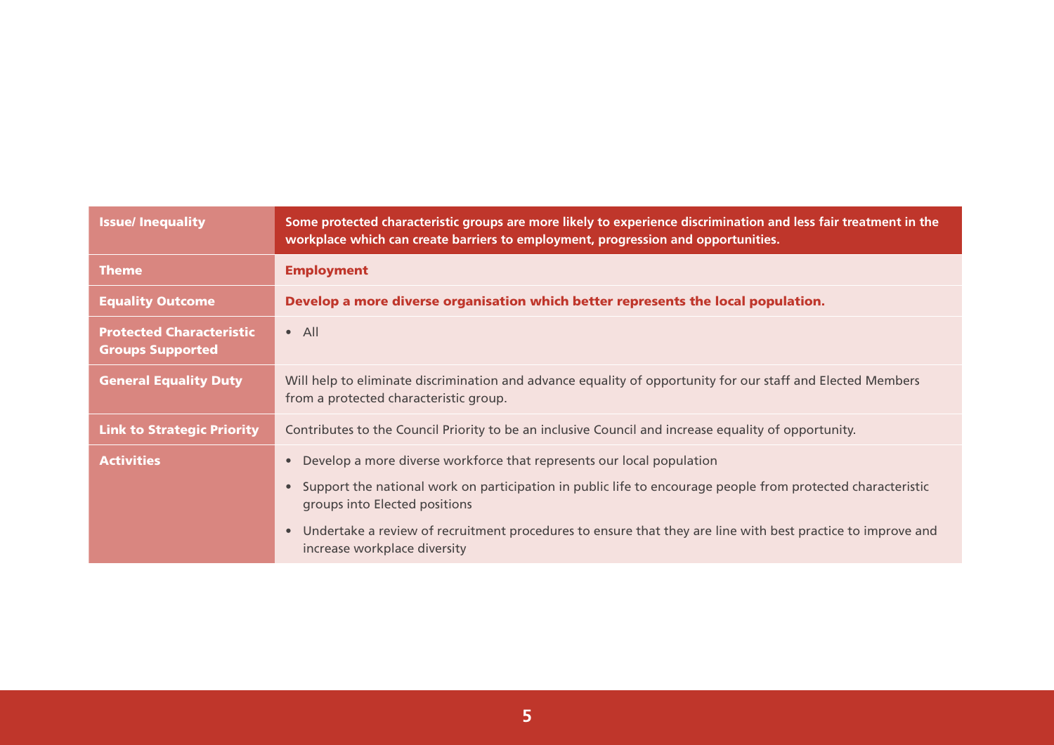| Issue/ Inequality | Some protected characteristic groups are more likely to experience discrimination and less fair treatment in the workplace which can create barriers to employment, progression and opportunities. |
|---|---|
| **Theme** | **Employment** |
| **Equality Outcome** | **Develop a more diverse organisation which better represents the local population.** |
| **Protected Characteristic Groups Supported** | • All |
| **General Equality Duty** | Will help to eliminate discrimination and advance equality of opportunity for our staff and Elected Members from a protected characteristic group. |
| **Link to Strategic Priority** | Contributes to the Council Priority to be an inclusive Council and increase equality of opportunity. |
| **Activities** | • Develop a more diverse workforce that represents our local population<br>• Support the national work on participation in public life to encourage people from protected characteristic groups into Elected positions<br>• Undertake a review of recruitment procedures to ensure that they are line with best practice to improve and increase workplace diversity |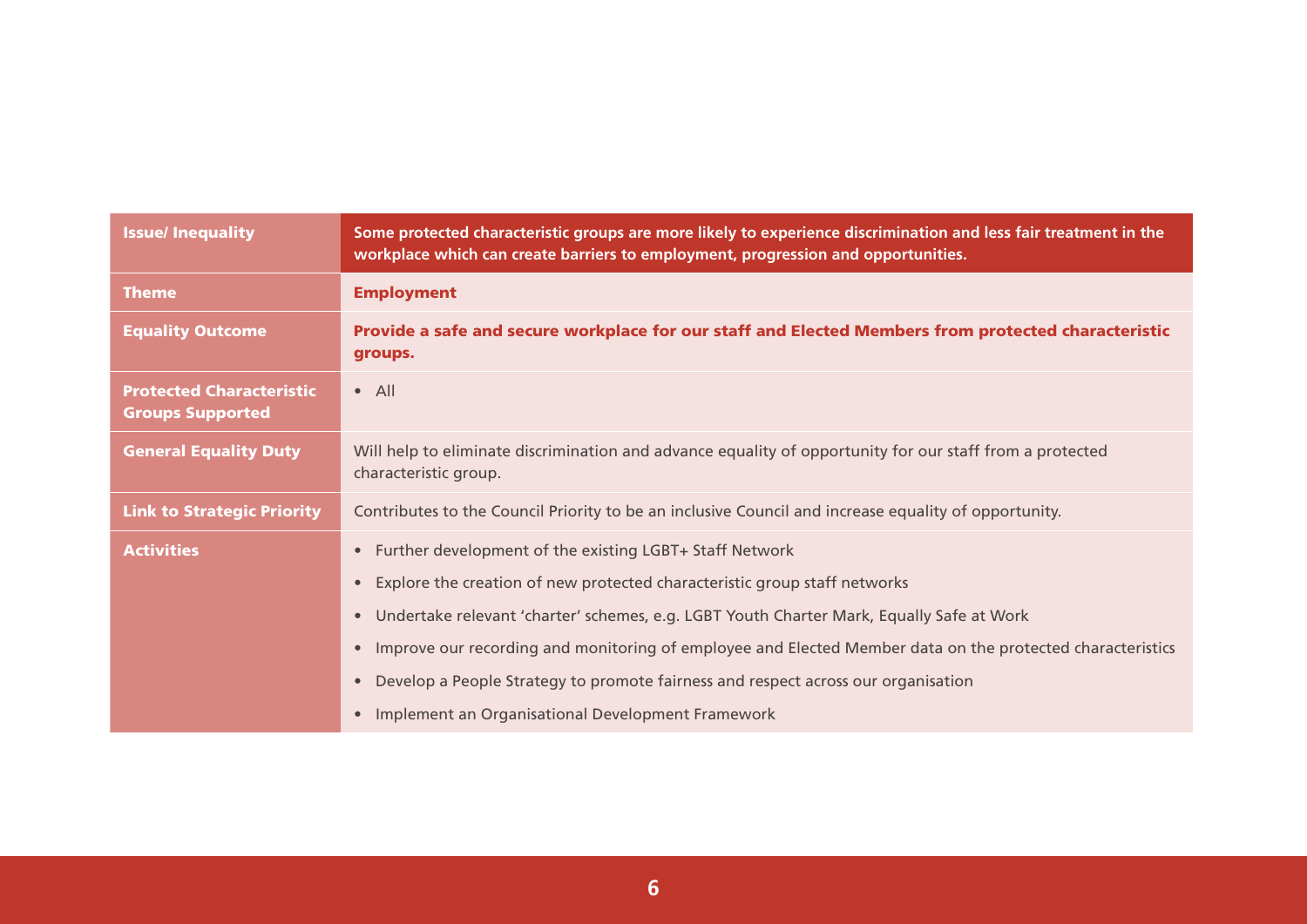| Issue/ Inequality | Some protected characteristic groups are more likely to experience discrimination and less fair treatment in the workplace which can create barriers to employment, progression and opportunities. |
|---|---|
| **Theme** | **Employment** |
| **Equality Outcome** | **Provide a safe and secure workplace for our staff and Elected Members from protected characteristic groups.** |
| **Protected Characteristic Groups Supported** | • All |
| **General Equality Duty** | Will help to eliminate discrimination and advance equality of opportunity for our staff from a protected characteristic group. |
| **Link to Strategic Priority** | Contributes to the Council Priority to be an inclusive Council and increase equality of opportunity. |
| **Activities** | • Further development of the existing LGBT+ Staff Network<br>• Explore the creation of new protected characteristic group staff networks<br>• Undertake relevant 'charter' schemes, e.g. LGBT Youth Charter Mark, Equally Safe at Work<br>• Improve our recording and monitoring of employee and Elected Member data on the protected characteristics<br>• Develop a People Strategy to promote fairness and respect across our organisation<br>• Implement an Organisational Development Framework |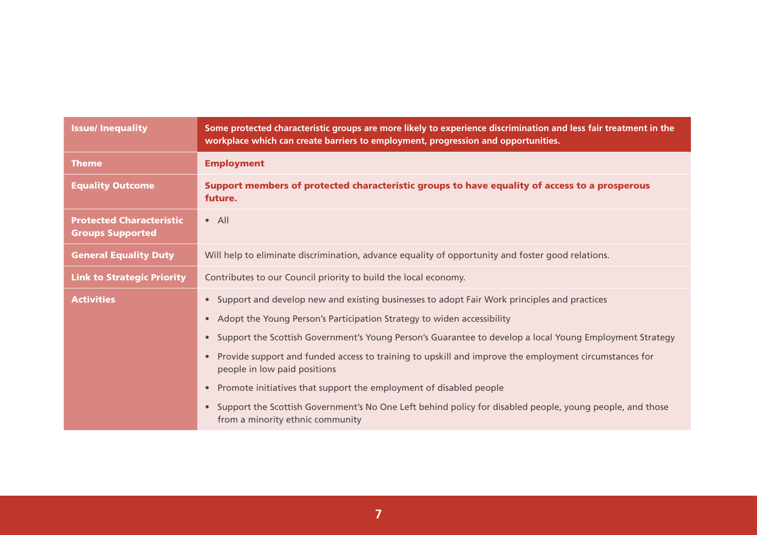| **Issue/ Inequality** | **Some protected characteristic groups are more likely to experience discrimination and less fair treatment in the workplace which can create barriers to employment, progression and opportunities.** |
|---|---|
| **Theme** | **Employment** |
| **Equality Outcome** | **Support members of protected characteristic groups to have equality of access to a prosperous future.** |
| **Protected Characteristic Groups Supported** | • All |
| **General Equality Duty** | Will help to eliminate discrimination, advance equality of opportunity and foster good relations. |
| **Link to Strategic Priority** | Contributes to our Council priority to build the local economy. |
| **Activities** | • Support and develop new and existing businesses to adopt Fair Work principles and practices<br>• Adopt the Young Person's Participation Strategy to widen accessibility<br>• Support the Scottish Government's Young Person's Guarantee to develop a local Young Employment Strategy<br>• Provide support and funded access to training to upskill and improve the employment circumstances for people in low paid positions<br>• Promote initiatives that support the employment of disabled people<br>• Support the Scottish Government's No One Left behind policy for disabled people, young people, and those from a minority ethnic community |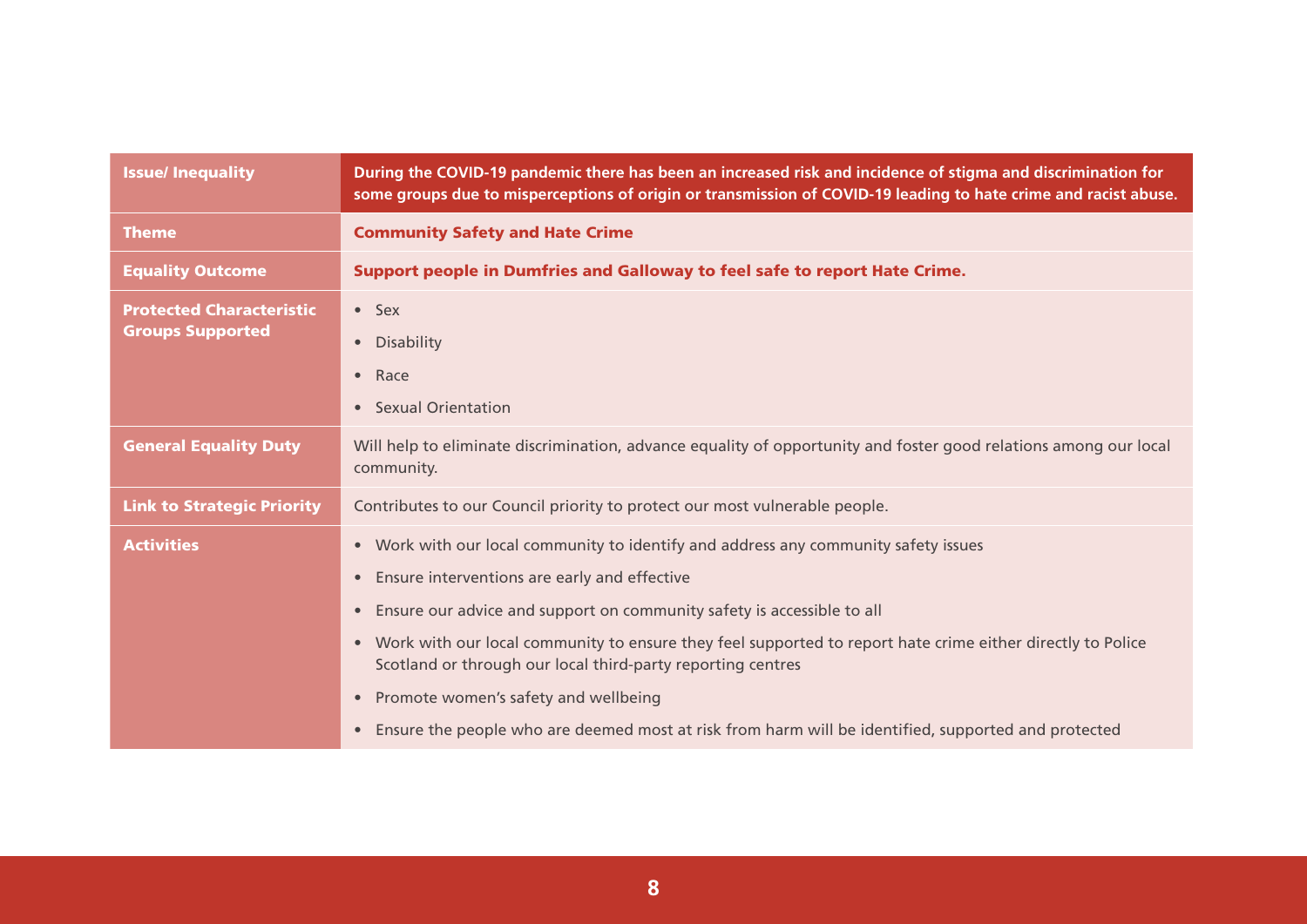| **Issue/ Inequality** | **During the COVID-19 pandemic there has been an increased risk and incidence of stigma and discrimination for some groups due to misperceptions of origin or transmission of COVID-19 leading to hate crime and racist abuse.** |
| --- | --- |
| **Theme** | **Community Safety and Hate Crime** |
| **Equality Outcome** | **Support people in Dumfries and Galloway to feel safe to report Hate Crime.** |
| **Protected Characteristic Groups Supported** | • Sex<br>• Disability<br>• Race<br>• Sexual Orientation |
| **General Equality Duty** | Will help to eliminate discrimination, advance equality of opportunity and foster good relations among our local community. |
| **Link to Strategic Priority** | Contributes to our Council priority to protect our most vulnerable people. |
| **Activities** | • Work with our local community to identify and address any community safety issues<br>• Ensure interventions are early and effective<br>• Ensure our advice and support on community safety is accessible to all<br>• Work with our local community to ensure they feel supported to report hate crime either directly to Police Scotland or through our local third-party reporting centres<br>• Promote women's safety and wellbeing<br>• Ensure the people who are deemed most at risk from harm will be identified, supported and protected |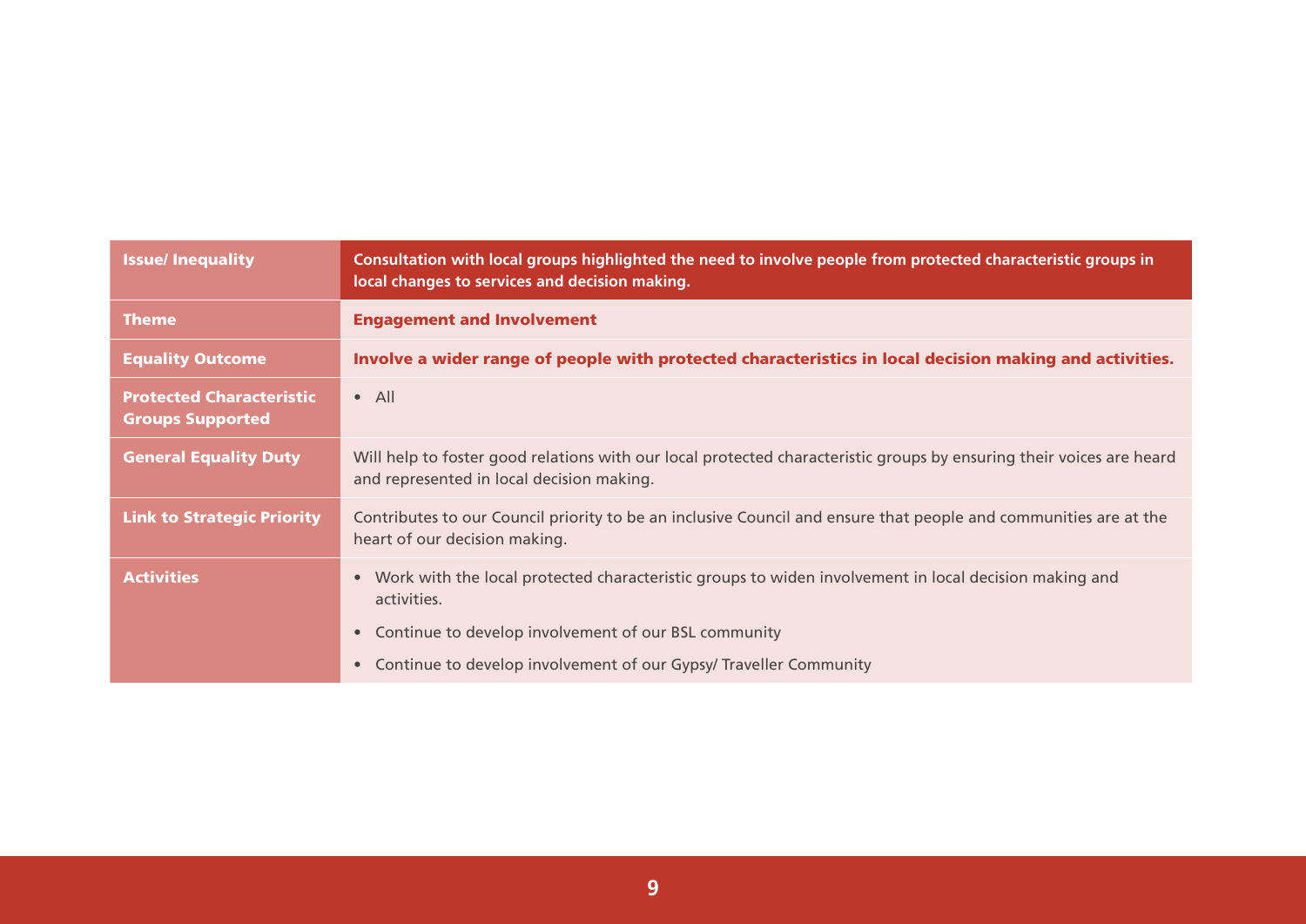| **Issue/ Inequality** | **Consultation with local groups highlighted the need to involve people from protected characteristic groups in local changes to services and decision making.** |
|---|---|
| **Theme** | **Engagement and Involvement** |
| **Equality Outcome** | **Involve a wider range of people with protected characteristics in local decision making and activities.** |
| **Protected Characteristic Groups Supported** | • All |
| **General Equality Duty** | Will help to foster good relations with our local protected characteristic groups by ensuring their voices are heard and represented in local decision making. |
| **Link to Strategic Priority** | Contributes to our Council priority to be an inclusive Council and ensure that people and communities are at the heart of our decision making. |
| **Activities** | • Work with the local protected characteristic groups to widen involvement in local decision making and activities.<br>• Continue to develop involvement of our BSL community<br>• Continue to develop involvement of our Gypsy/ Traveller Community |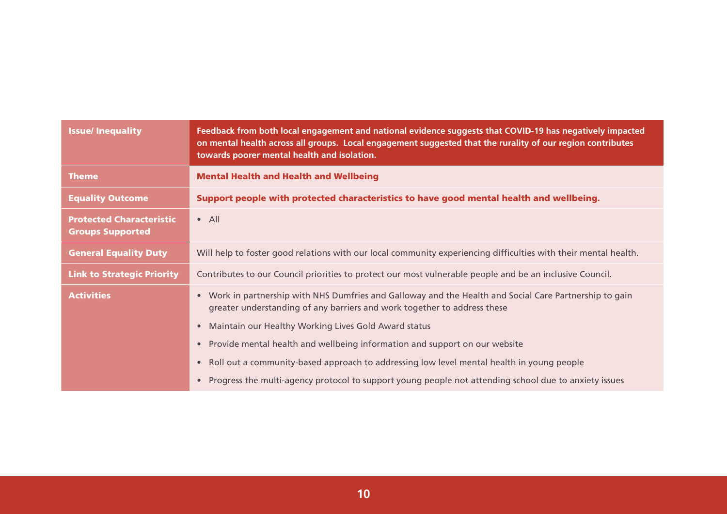| **Issue/ Inequality** | **Feedback from both local engagement and national evidence suggests that COVID-19 has negatively impacted on mental health across all groups. Local engagement suggested that the rurality of our region contributes towards poorer mental health and isolation.** |
|---|---|
| **Theme** | **Mental Health and Health and Wellbeing** |
| **Equality Outcome** | **Support people with protected characteristics to have good mental health and wellbeing.** |
| **Protected Characteristic Groups Supported** | • All |
| **General Equality Duty** | Will help to foster good relations with our local community experiencing difficulties with their mental health. |
| **Link to Strategic Priority** | Contributes to our Council priorities to protect our most vulnerable people and be an inclusive Council. |
| **Activities** | • Work in partnership with NHS Dumfries and Galloway and the Health and Social Care Partnership to gain greater understanding of any barriers and work together to address these<br>• Maintain our Healthy Working Lives Gold Award status<br>• Provide mental health and wellbeing information and support on our website<br>• Roll out a community-based approach to addressing low level mental health in young people<br>• Progress the multi-agency protocol to support young people not attending school due to anxiety issues |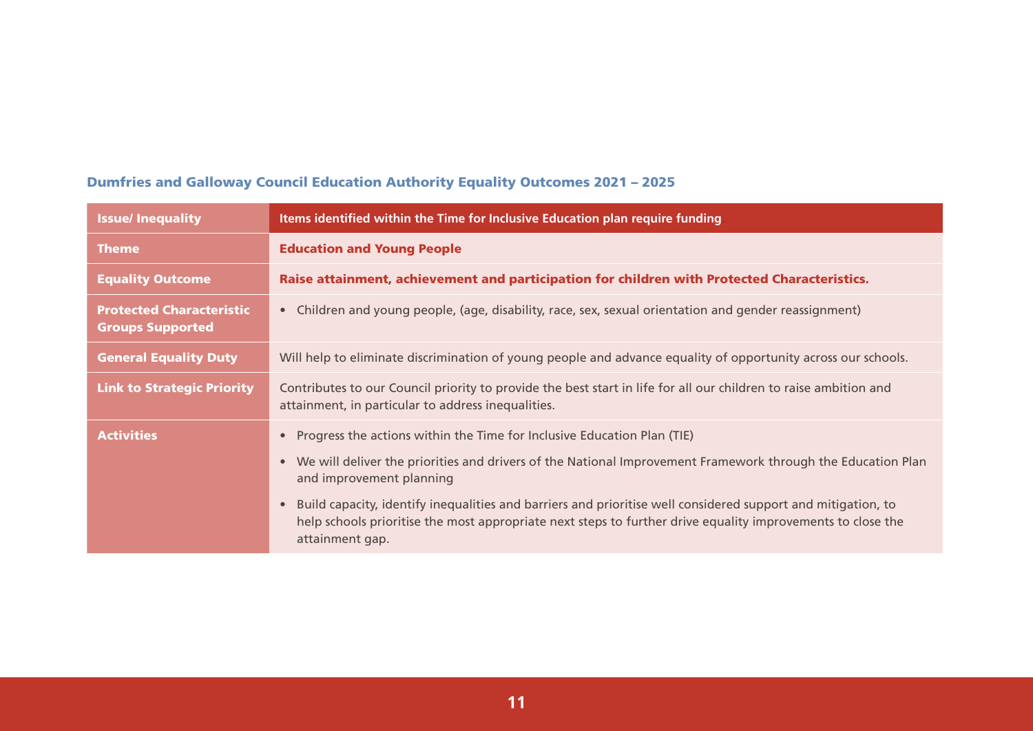## Dumfries and Galloway Council Education Authority Equality Outcomes 2021 – 2025

| Issue/ Inequality | Items identified within the Time for Inclusive Education plan require funding |
|---|---|
| **Theme** | **Education and Young People** |
| **Equality Outcome** | **Raise attainment, achievement and participation for children with Protected Characteristics.** |
| **Protected Characteristic Groups Supported** | • Children and young people, (age, disability, race, sex, sexual orientation and gender reassignment) |
| **General Equality Duty** | Will help to eliminate discrimination of young people and advance equality of opportunity across our schools. |
| **Link to Strategic Priority** | Contributes to our Council priority to provide the best start in life for all our children to raise ambition and attainment, in particular to address inequalities. |
| **Activities** | • Progress the actions within the Time for Inclusive Education Plan (TIE)<br>• We will deliver the priorities and drivers of the National Improvement Framework through the Education Plan and improvement planning<br>• Build capacity, identify inequalities and barriers and prioritise well considered support and mitigation, to help schools prioritise the most appropriate next steps to further drive equality improvements to close the attainment gap. |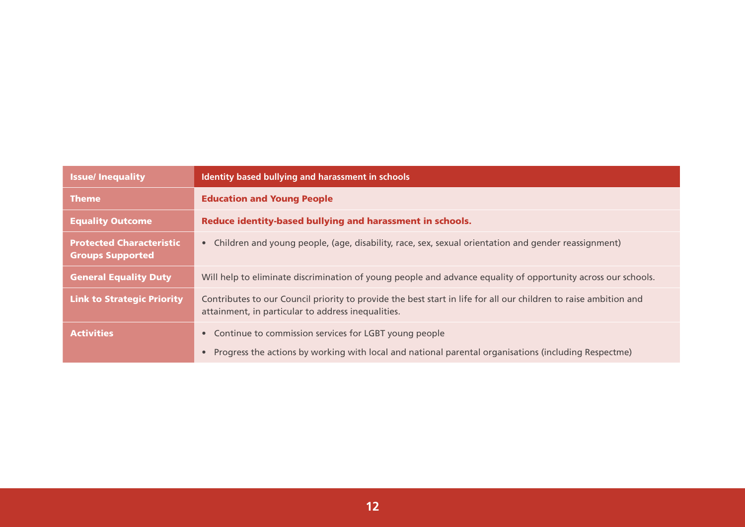| Issue/ Inequality | Identity based bullying and harassment in schools |
|---|---|
| **Theme** | **Education and Young People** |
| **Equality Outcome** | **Reduce identity-based bullying and harassment in schools.** |
| **Protected Characteristic Groups Supported** | • Children and young people, (age, disability, race, sex, sexual orientation and gender reassignment) |
| **General Equality Duty** | Will help to eliminate discrimination of young people and advance equality of opportunity across our schools. |
| **Link to Strategic Priority** | Contributes to our Council priority to provide the best start in life for all our children to raise ambition and attainment, in particular to address inequalities. |
| **Activities** | • Continue to commission services for LGBT young people<br>• Progress the actions by working with local and national parental organisations (including Respectme) |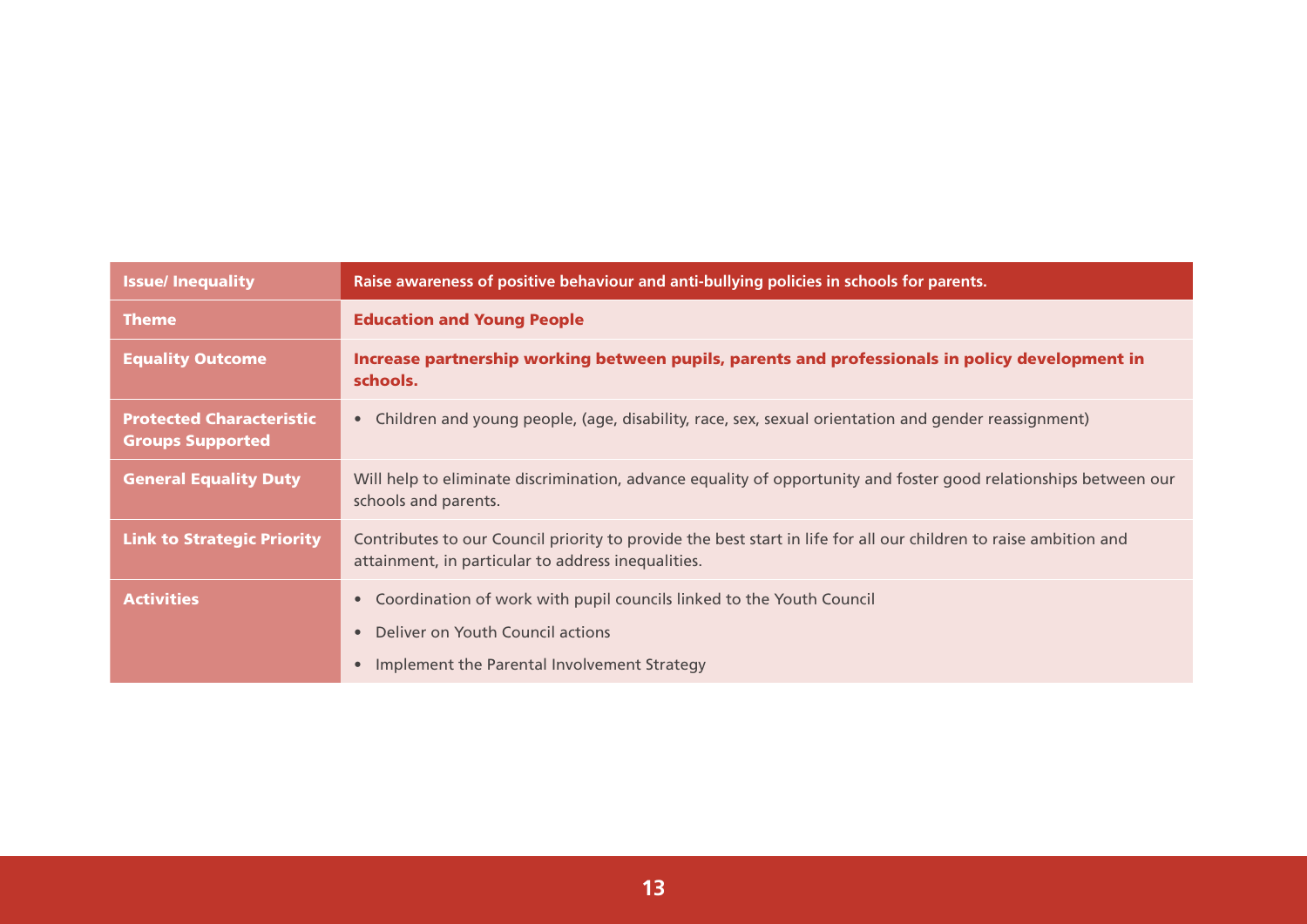| Issue/ Inequality | Raise awareness of positive behaviour and anti-bullying policies in schools for parents. |
| --- | --- |
| **Theme** | **Education and Young People** |
| **Equality Outcome** | **Increase partnership working between pupils, parents and professionals in policy development in schools.** |
| **Protected Characteristic Groups Supported** | • Children and young people, (age, disability, race, sex, sexual orientation and gender reassignment) |
| **General Equality Duty** | Will help to eliminate discrimination, advance equality of opportunity and foster good relationships between our schools and parents. |
| **Link to Strategic Priority** | Contributes to our Council priority to provide the best start in life for all our children to raise ambition and attainment, in particular to address inequalities. |
| **Activities** | • Coordination of work with pupil councils linked to the Youth Council<br>• Deliver on Youth Council actions<br>• Implement the Parental Involvement Strategy |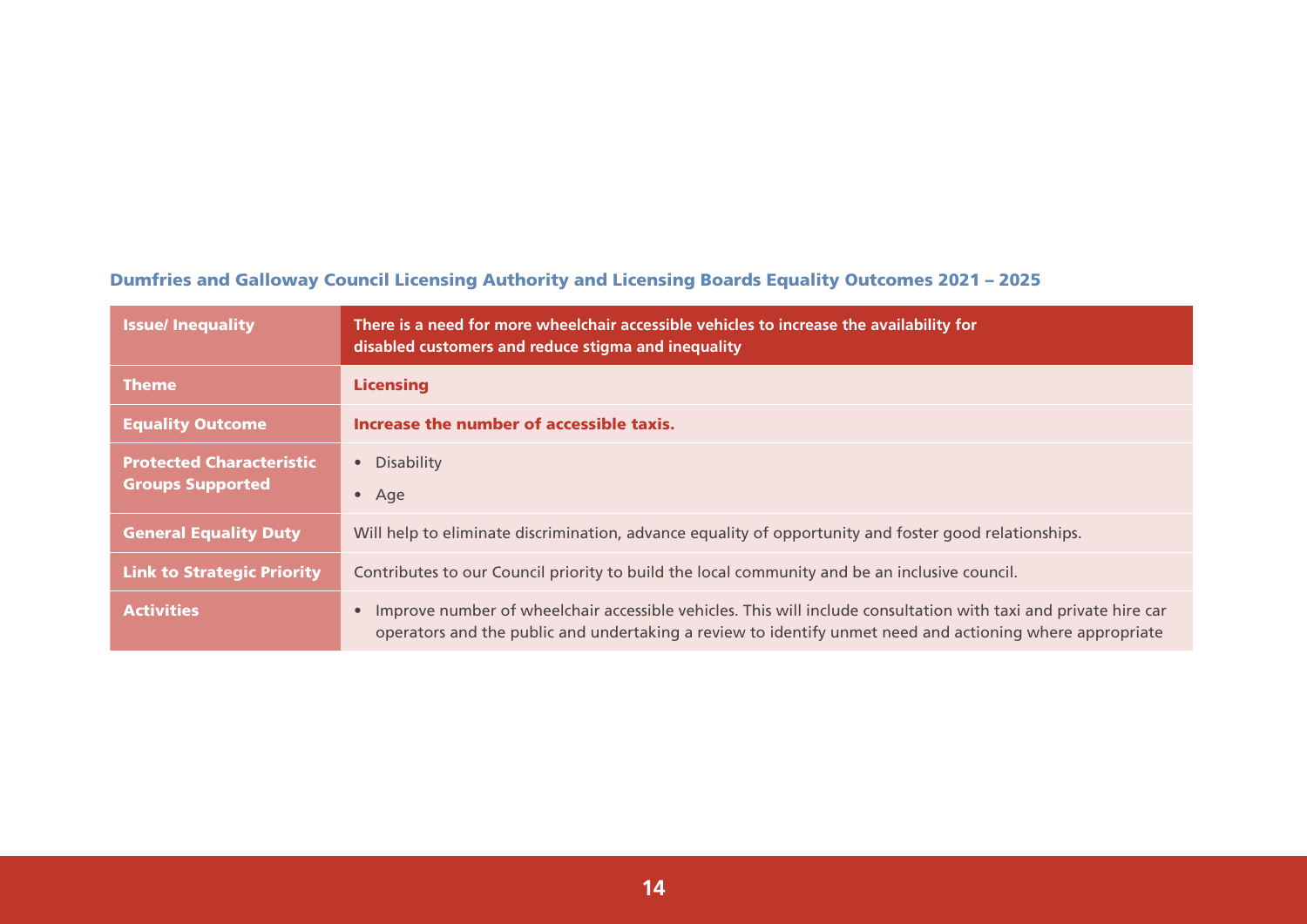### Dumfries and Galloway Council Licensing Authority and Licensing Boards Equality Outcomes 2021 – 2025

| **Issue/ Inequality** | **There is a need for more wheelchair accessible vehicles to increase the availability for disabled customers and reduce stigma and inequality** |
|---|---|
| **Theme** | **Licensing** |
| **Equality Outcome** | **Increase the number of accessible taxis.** |
| **Protected Characteristic Groups Supported** | • Disability<br>• Age |
| **General Equality Duty** | Will help to eliminate discrimination, advance equality of opportunity and foster good relationships. |
| **Link to Strategic Priority** | Contributes to our Council priority to build the local community and be an inclusive council. |
| **Activities** | • Improve number of wheelchair accessible vehicles. This will include consultation with taxi and private hire car operators and the public and undertaking a review to identify unmet need and actioning where appropriate |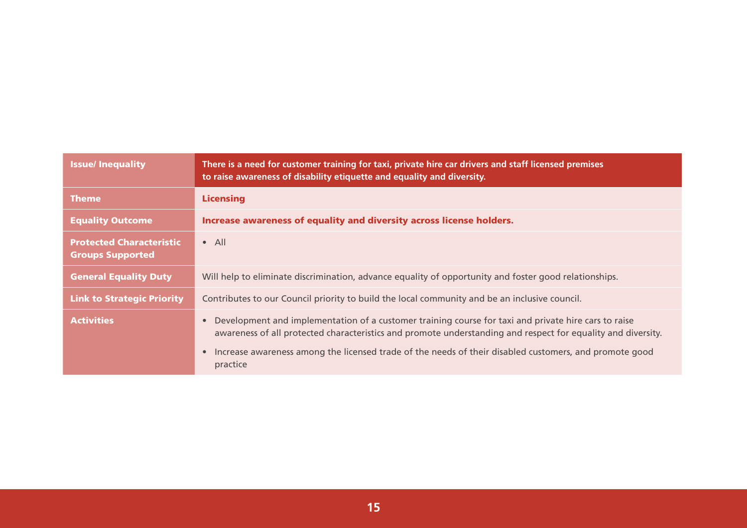| Issue/ Inequality | There is a need for customer training for taxi, private hire car drivers and staff licensed premises to raise awareness of disability etiquette and equality and diversity. |
|---|---|
| Theme | **Licensing** |
| Equality Outcome | **Increase awareness of equality and diversity across license holders.** |
| Protected Characteristic Groups Supported | • All |
| General Equality Duty | Will help to eliminate discrimination, advance equality of opportunity and foster good relationships. |
| Link to Strategic Priority | Contributes to our Council priority to build the local community and be an inclusive council. |
| Activities | • Development and implementation of a customer training course for taxi and private hire cars to raise awareness of all protected characteristics and promote understanding and respect for equality and diversity.<br>• Increase awareness among the licensed trade of the needs of their disabled customers, and promote good practice |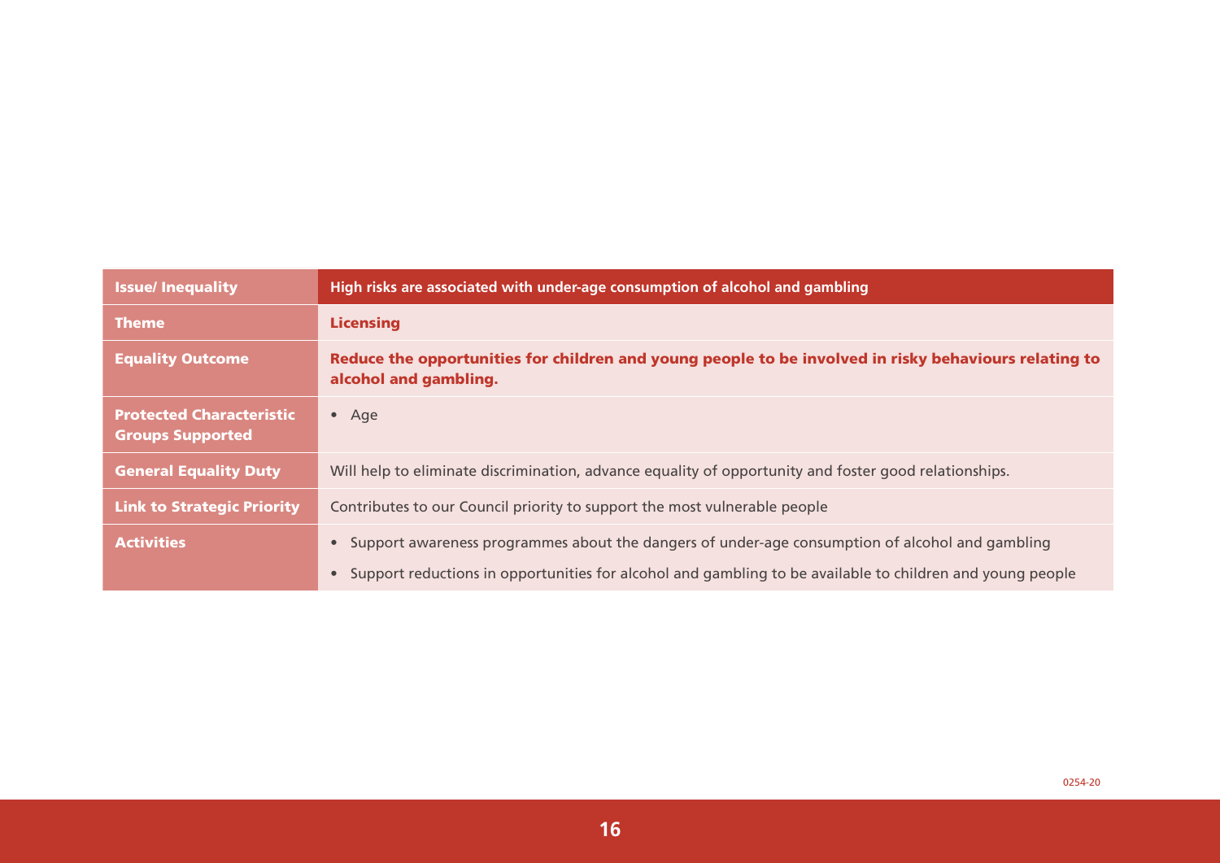| | |
|---|---|
| **Issue/ Inequality** | **High risks are associated with under-age consumption of alcohol and gambling** |
| **Theme** | **Licensing** |
| **Equality Outcome** | **Reduce the opportunities for children and young people to be involved in risky behaviours relating to alcohol and gambling.** |
| **Protected Characteristic Groups Supported** | • Age |
| **General Equality Duty** | Will help to eliminate discrimination, advance equality of opportunity and foster good relationships. |
| **Link to Strategic Priority** | Contributes to our Council priority to support the most vulnerable people |
| **Activities** | • Support awareness programmes about the dangers of under-age consumption of alcohol and gambling<br>• Support reductions in opportunities for alcohol and gambling to be available to children and young people |

0254-20